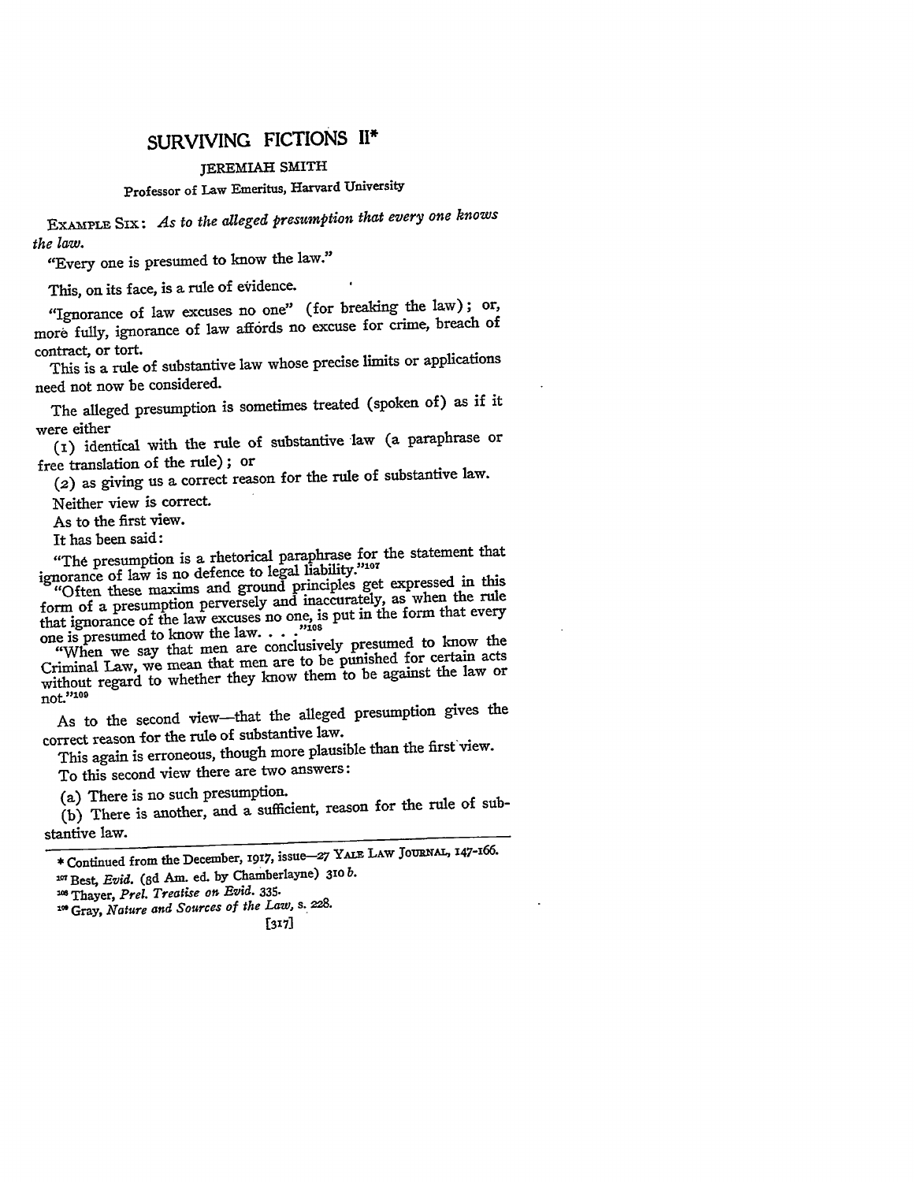# SURVIVING FICTIONS II*

JEREMIAH SMITH

Professor of Law Emeritus, Harvard University

EXAMPLE SIX: *As to the alleged presumption that every one knows the law.*

"Every one is presumed to know the law."

This, on its face, is a rule of evidence.

"Ignorance of law excuses no one" (for breaking the law); or, more fully, ignorance of law affords no excuse for crime, breach of contract, or tort.

This is a rule of substantive law whose precise limits or applications need not now be considered.

The alleged presumption is sometimes treated (spoken of) as if it were either

(1) identical with the rule of substantive law (a paraphrase or free translation of the rule); or

(2) as giving us a correct reason for the rule of substantive law.

Neither view is correct.

As to the first view.

It has been said:

"The presumption is a rhetorical paraphrase for the statement that ignorance of law is no defence to legal liability."[107]

"Often these maxims and ground principles get expressed in this form of a presumption perversely and inaccurately, as when the rule that ignorance of the law excuses no one, is put in the form that every one is presumed to know the law. . . ."[108]

"When we say that men are conclusively presumed to know the Criminal Law, we mean that men are to be punished for certain acts without regard to whether they know them to be against the law or not."[109]

As to the second view—that the alleged presumption gives the correct reason for the rule of substantive law.

This again is erroneous, though more plausible than the first view.

To this second view there are two answers:

(a) There is no such presumption.

(b) There is another, and a sufficient, reason for the rule of substantive law.

---

\* Continued from the December, 1917, issue—27 YALE LAW JOURNAL, 147-166.

[107] Best, *Evid.* (3d Am. ed. by Chamberlayne) 310 *b*.

[108] Thayer, *Prel. Treatise on Evid.* 335.

[109] Gray, *Nature and Sources of the Law*, s. 228.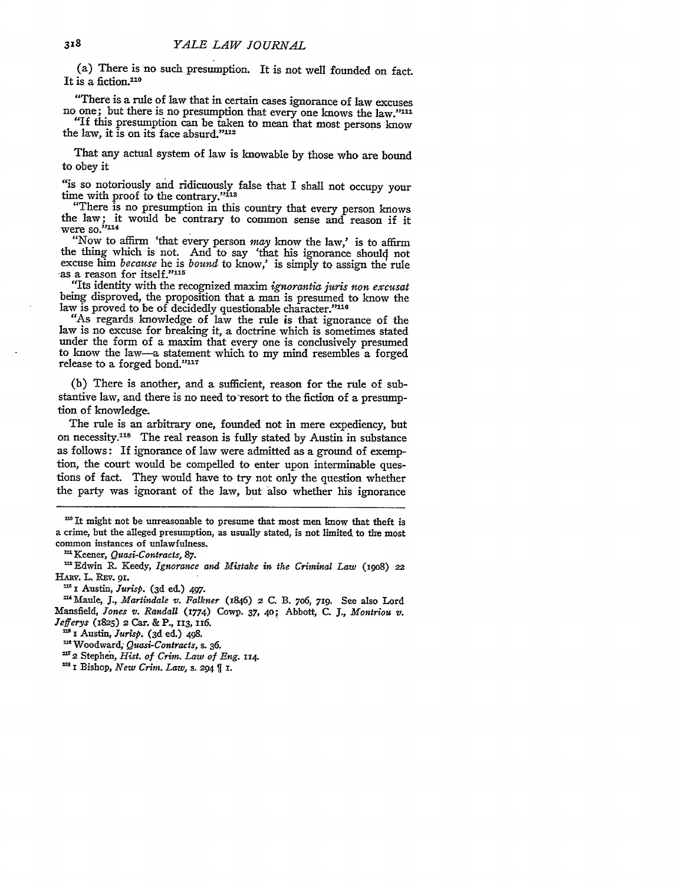(a) There is no such presumption. It is not well founded on fact. It is a fiction.[110]

"There is a rule of law that in certain cases ignorance of law excuses no one; but there is no presumption that every one knows the law."[111]

"If this presumption can be taken to mean that most persons know the law, it is on its face absurd."[112]

That any actual system of law is knowable by those who are bound to obey it

"is so notoriously and ridicuously false that I shall not occupy your time with proof to the contrary."[113]

"There is no presumption in this country that every person knows the law; it would be contrary to common sense and reason if it were so."[114]

"Now to affirm 'that every person *may* know the law,' is to affirm the thing which is not. And to say 'that his ignorance should not excuse him *because* he is *bound* to know,' is simply to assign the rule as a reason for itself."[115]

"Its identity with the recognized maxim *ignorantia juris non excusat* being disproved, the proposition that a man is presumed to know the law is proved to be of decidedly questionable character."[116]

"As regards knowledge of law the rule is that ignorance of the law is no excuse for breaking it, a doctrine which is sometimes stated under the form of a maxim that every one is conclusively presumed to know the law—a statement which to my mind resembles a forged release to a forged bond."[117]

(b) There is another, and a sufficient, reason for the rule of substantive law, and there is no need to resort to the fiction of a presumption of knowledge.

The rule is an arbitrary one, founded not in mere expediency, but on necessity.[118] The real reason is fully stated by Austin in substance as follows: If ignorance of law were admitted as a ground of exemption, the court would be compelled to enter upon interminable questions of fact. They would have to try not only the question whether the party was ignorant of the law, but also whether his ignorance

---

[110] It might not be unreasonable to presume that most men know that theft is a crime, but the alleged presumption, as usually stated, is not limited to the most common instances of unlawfulness.

[111] Keener, *Quasi-Contracts*, 87.

[112] Edwin R. Keedy, *Ignorance and Mistake in the Criminal Law* (1908) 22 HARV. L. REV. 91.

[113] 1 Austin, *Jurisp.* (3d ed.) 497.

[114] Maule, J., *Martindale v. Falkner* (1846) 2 C. B. 706, 719. See also Lord Mansfield, *Jones v. Randall* (1774) Cowp. 37, 40; Abbott, C. J., *Montriou v. Jefferys* (1825) 2 Car. & P., 113, 116.

[115] 1 Austin, *Jurisp.* (3d ed.) 498.

[116] Woodward, *Quasi-Contracts*, s. 36.

[117] 2 Stephen, *Hist. of Crim. Law of Eng.* 114.

[118] 1 Bishop, *New Crim. Law*, s. 294 ¶ 1.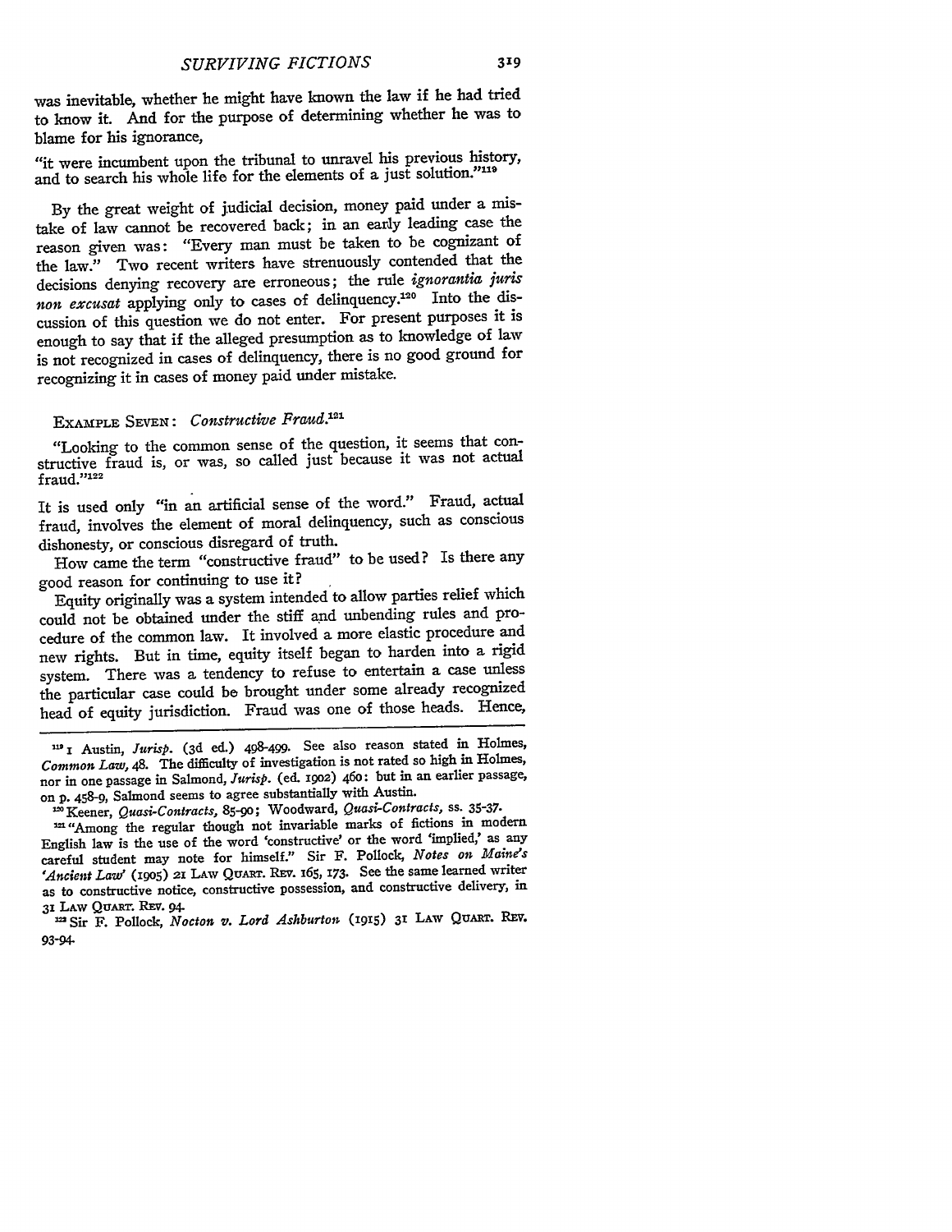was inevitable, whether he might have known the law if he had tried to know it. And for the purpose of determining whether he was to blame for his ignorance,

"it were incumbent upon the tribunal to unravel his previous history, and to search his whole life for the elements of a just solution."[119]

By the great weight of judicial decision, money paid under a mistake of law cannot be recovered back; in an early leading case the reason given was: "Every man must be taken to be cognizant of the law." Two recent writers have strenuously contended that the decisions denying recovery are erroneous; the rule *ignorantia juris non excusat* applying only to cases of delinquency.[120] Into the discussion of this question we do not enter. For present purposes it is enough to say that if the alleged presumption as to knowledge of law is not recognized in cases of delinquency, there is no good ground for recognizing it in cases of money paid under mistake.

### Example Seven: *Constructive Fraud*.[121]

"Looking to the common sense of the question, it seems that constructive fraud is, or was, so called just because it was not actual fraud."[122]

It is used only "in an artificial sense of the word." Fraud, actual fraud, involves the element of moral delinquency, such as conscious dishonesty, or conscious disregard of truth.

How came the term "constructive fraud" to be used? Is there any good reason for continuing to use it?

Equity originally was a system intended to allow parties relief which could not be obtained under the stiff and unbending rules and procedure of the common law. It involved a more elastic procedure and new rights. But in time, equity itself began to harden into a rigid system. There was a tendency to refuse to entertain a case unless the particular case could be brought under some already recognized head of equity jurisdiction. Fraud was one of those heads. Hence,

---

[119] 1 Austin, *Jurisp.* (3d ed.) 498-499. See also reason stated in Holmes, *Common Law*, 48. The difficulty of investigation is not rated so high in Holmes, nor in one passage in Salmond, *Jurisp.* (ed. 1902) 460: but in an earlier passage, on p. 458-9, Salmond seems to agree substantially with Austin.

[120] Keener, *Quasi-Contracts*, 85-90; Woodward, *Quasi-Contracts*, ss. 35-37.

[121] "Among the regular though not invariable marks of fictions in modern English law is the use of the word 'constructive' or the word 'implied,' as any careful student may note for himself." Sir F. Pollock, *Notes on Maine's 'Ancient Law'* (1905) 21 Law Quart. Rev. 165, 173. See the same learned writer as to constructive notice, constructive possession, and constructive delivery, in 31 Law Quart. Rev. 94.

[122] Sir F. Pollock, *Nocton v. Lord Ashburton* (1915) 31 Law Quart. Rev. 93-94.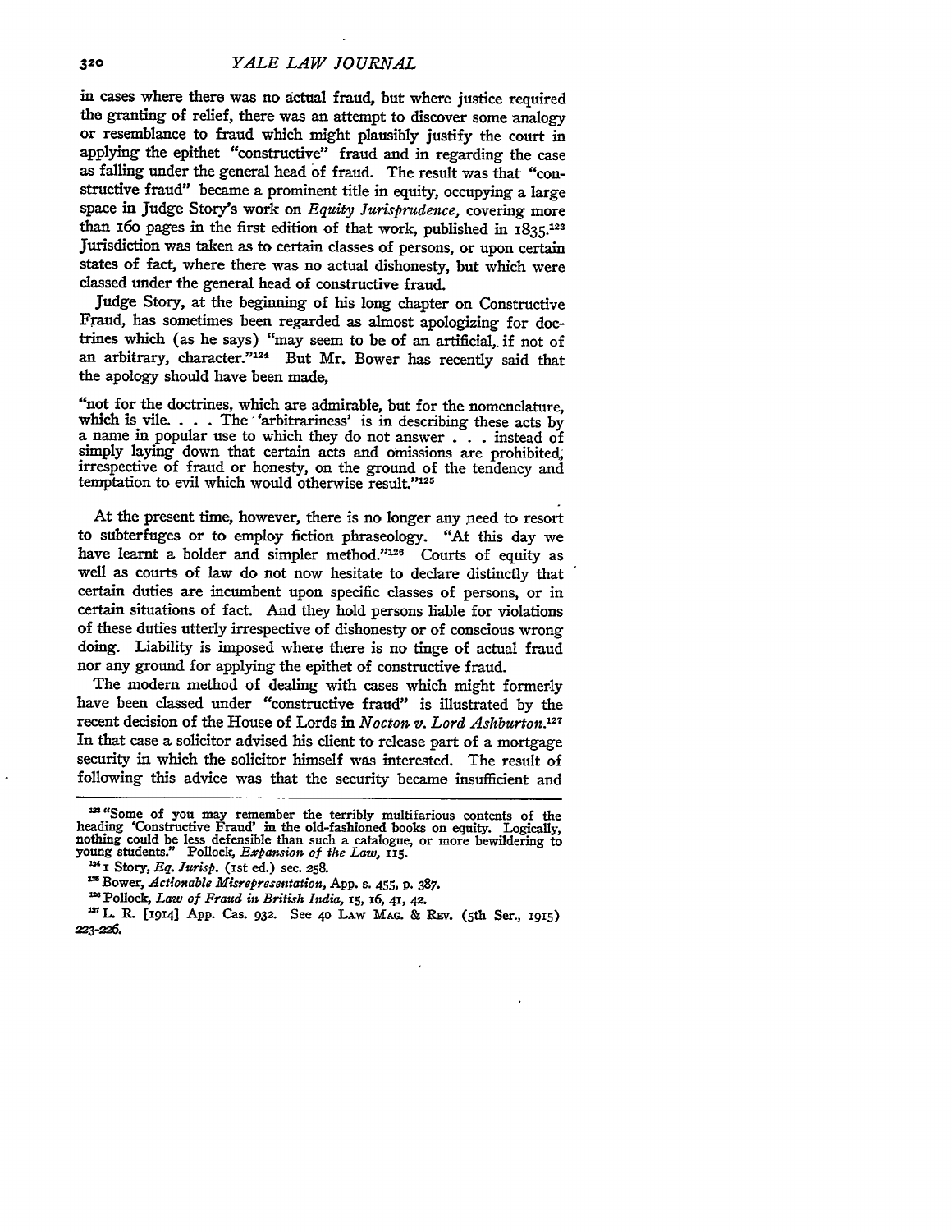in cases where there was no actual fraud, but where justice required the granting of relief, there was an attempt to discover some analogy or resemblance to fraud which might plausibly justify the court in applying the epithet "constructive" fraud and in regarding the case as falling under the general head of fraud. The result was that "constructive fraud" became a prominent title in equity, occupying a large space in Judge Story's work on *Equity Jurisprudence*, covering more than 160 pages in the first edition of that work, published in 1835.[123] Jurisdiction was taken as to certain classes of persons, or upon certain states of fact, where there was no actual dishonesty, but which were classed under the general head of constructive fraud.

Judge Story, at the beginning of his long chapter on Constructive Fraud, has sometimes been regarded as almost apologizing for doctrines which (as he says) "may seem to be of an artificial, if not of an arbitrary, character."[124] But Mr. Bower has recently said that the apology should have been made,

> "not for the doctrines, which are admirable, but for the nomenclature, which is vile. . . . The 'arbitrariness' is in describing these acts by a name in popular use to which they do not answer . . . instead of simply laying down that certain acts and omissions are prohibited, irrespective of fraud or honesty, on the ground of the tendency and temptation to evil which would otherwise result."[125]

At the present time, however, there is no longer any need to resort to subterfuges or to employ fiction phraseology. "At this day we have learnt a bolder and simpler method."[126] Courts of equity as well as courts of law do not now hesitate to declare distinctly that certain duties are incumbent upon specific classes of persons, or in certain situations of fact. And they hold persons liable for violations of these duties utterly irrespective of dishonesty or of conscious wrong doing. Liability is imposed where there is no tinge of actual fraud nor any ground for applying the epithet of constructive fraud.

The modern method of dealing with cases which might formerly have been classed under "constructive fraud" is illustrated by the recent decision of the House of Lords in *Nocton v. Lord Ashburton*.[127] In that case a solicitor advised his client to release part of a mortgage security in which the solicitor himself was interested. The result of following this advice was that the security became insufficient and

---

[123] "Some of you may remember the terribly multifarious contents of the heading 'Constructive Fraud' in the old-fashioned books on equity. Logically, nothing could be less defensible than such a catalogue, or more bewildering to young students." Pollock, *Expansion of the Law*, 115.

[124] 1 Story, *Eq. Jurisp.* (1st ed.) sec. 258.

[125] Bower, *Actionable Misrepresentation*, App. s. 455, p. 387.

[126] Pollock, *Law of Fraud in British India*, 15, 16, 41, 42.

[127] L. R. [1914] App. Cas. 932. See 40 LAW MAG. & REV. (5th Ser., 1915) 223-226.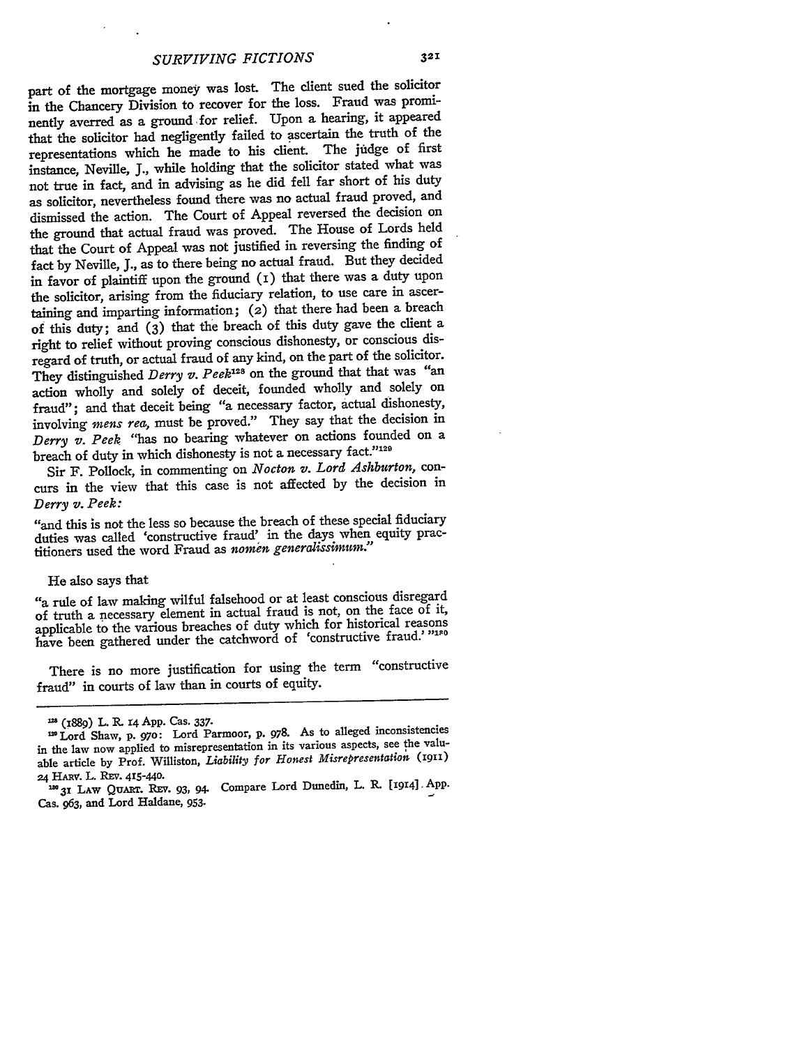part of the mortgage money was lost. The client sued the solicitor in the Chancery Division to recover for the loss. Fraud was prominently averred as a ground for relief. Upon a hearing, it appeared that the solicitor had negligently failed to ascertain the truth of the representations which he made to his client. The judge of first instance, Neville, J., while holding that the solicitor stated what was not true in fact, and in advising as he did fell far short of his duty as solicitor, nevertheless found there was no actual fraud proved, and dismissed the action. The Court of Appeal reversed the decision on the ground that actual fraud was proved. The House of Lords held that the Court of Appeal was not justified in reversing the finding of fact by Neville, J., as to there being no actual fraud. But they decided in favor of plaintiff upon the ground (1) that there was a duty upon the solicitor, arising from the fiduciary relation, to use care in ascertaining and imparting information; (2) that there had been a breach of this duty; and (3) that the breach of this duty gave the client a right to relief without proving conscious dishonesty, or conscious disregard of truth, or actual fraud of any kind, on the part of the solicitor. They distinguished *Derry v. Peek*[128] on the ground that that was "an action wholly and solely of deceit, founded wholly and solely on fraud"; and that deceit being "a necessary factor, actual dishonesty, involving *mens rea*, must be proved." They say that the decision in *Derry v. Peek* "has no bearing whatever on actions founded on a breach of duty in which dishonesty is not a necessary fact."[129]

Sir F. Pollock, in commenting on *Nocton v. Lord Ashburton*, concurs in the view that this case is not affected by the decision in *Derry v. Peek:*

"and this is not the less so because the breach of these special fiduciary duties was called 'constructive fraud' in the days when equity practitioners used the word Fraud as *nomen generalissimum*."

He also says that

"a rule of law making wilful falsehood or at least conscious disregard of truth a necessary element in actual fraud is not, on the face of it, applicable to the various breaches of duty which for historical reasons have been gathered under the catchword of 'constructive fraud.'"[130]

There is no more justification for using the term "constructive fraud" in courts of law than in courts of equity.

---

[128] (1889) L. R. 14 App. Cas. 337.

[129] Lord Shaw, p. 970: Lord Parmoor, p. 978. As to alleged inconsistencies in the law now applied to misrepresentation in its various aspects, see the valuable article by Prof. Williston, *Liability for Honest Misrepresentation* (1911) 24 HARV. L. REV. 415-440.

[130] 31 LAW QUART. REV. 93, 94. Compare Lord Dunedin, L. R. [1914] App. Cas. 963, and Lord Haldane, 953.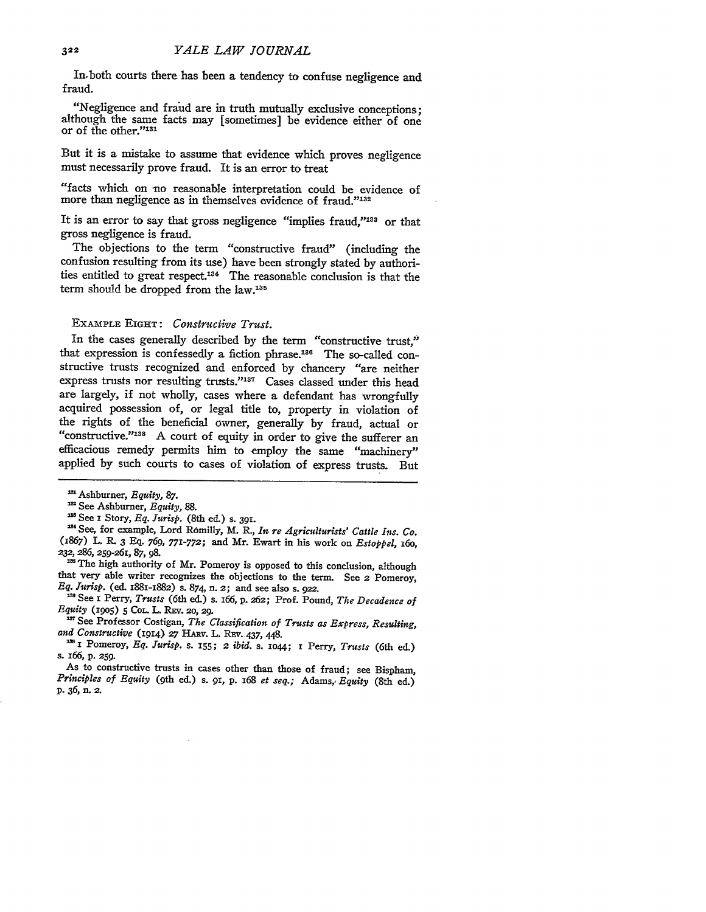In both courts there has been a tendency to confuse negligence and fraud.

"Negligence and fraud are in truth mutually exclusive conceptions; although the same facts may [sometimes] be evidence either of one or of the other."[131]

But it is a mistake to assume that evidence which proves negligence must necessarily prove fraud. It is an error to treat

"facts which on no reasonable interpretation could be evidence of more than negligence as in themselves evidence of fraud."[132]

It is an error to say that gross negligence "implies fraud,"[133] or that gross negligence is fraud.

The objections to the term "constructive fraud" (including the confusion resulting from its use) have been strongly stated by authorities entitled to great respect.[134] The reasonable conclusion is that the term should be dropped from the law.[135]

EXAMPLE EIGHT: *Constructive Trust.*

In the cases generally described by the term "constructive trust," that expression is confessedly a fiction phrase.[136] The so-called constructive trusts recognized and enforced by chancery "are neither express trusts nor resulting trusts."[137] Cases classed under this head are largely, if not wholly, cases where a defendant has wrongfully acquired possession of, or legal title to, property in violation of the rights of the beneficial owner, generally by fraud, actual or "constructive."[138] A court of equity in order to give the sufferer an efficacious remedy permits him to employ the same "machinery" applied by such courts to cases of violation of express trusts. But

---

[131] Ashburner, *Equity*, 87.

[132] See Ashburner, *Equity*, 88.

[133] See 1 Story, *Eq. Jurisp.* (8th ed.) s. 391.

[134] See, for example, Lord Romilly, M. R., *In re Agriculturists' Cattle Ins. Co.* (1867) L. R. 3 Eq. 769, 771-772; and Mr. Ewart in his work on *Estoppel*, 160, 232, 286, 259-261, 87, 98.

[135] The high authority of Mr. Pomeroy is opposed to this conclusion, although that very able writer recognizes the objections to the term. See 2 Pomeroy, *Eq. Jurisp.* (ed. 1881-1882) s. 874, n. 2; and see also s. 922.

[136] See 1 Perry, *Trusts* (6th ed.) s. 166, p. 262; Prof. Pound, *The Decadence of Equity* (1905) 5 COL. L. REV. 20, 29.

[137] See Professor Costigan, *The Classification of Trusts as Express, Resulting, and Constructive* (1914) 27 HARV. L. REV. 437, 448.

[138] 1 Pomeroy, *Eq. Jurisp.* s. 155; 2 *ibid.* s. 1044; 1 Perry, *Trusts* (6th ed.) s. 166, p. 259.

As to constructive trusts in cases other than those of fraud; see Bispham, *Principles of Equity* (9th ed.) s. 91, p. 168 *et seq.*; Adams, *Equity* (8th ed.) p. 36, n. 2.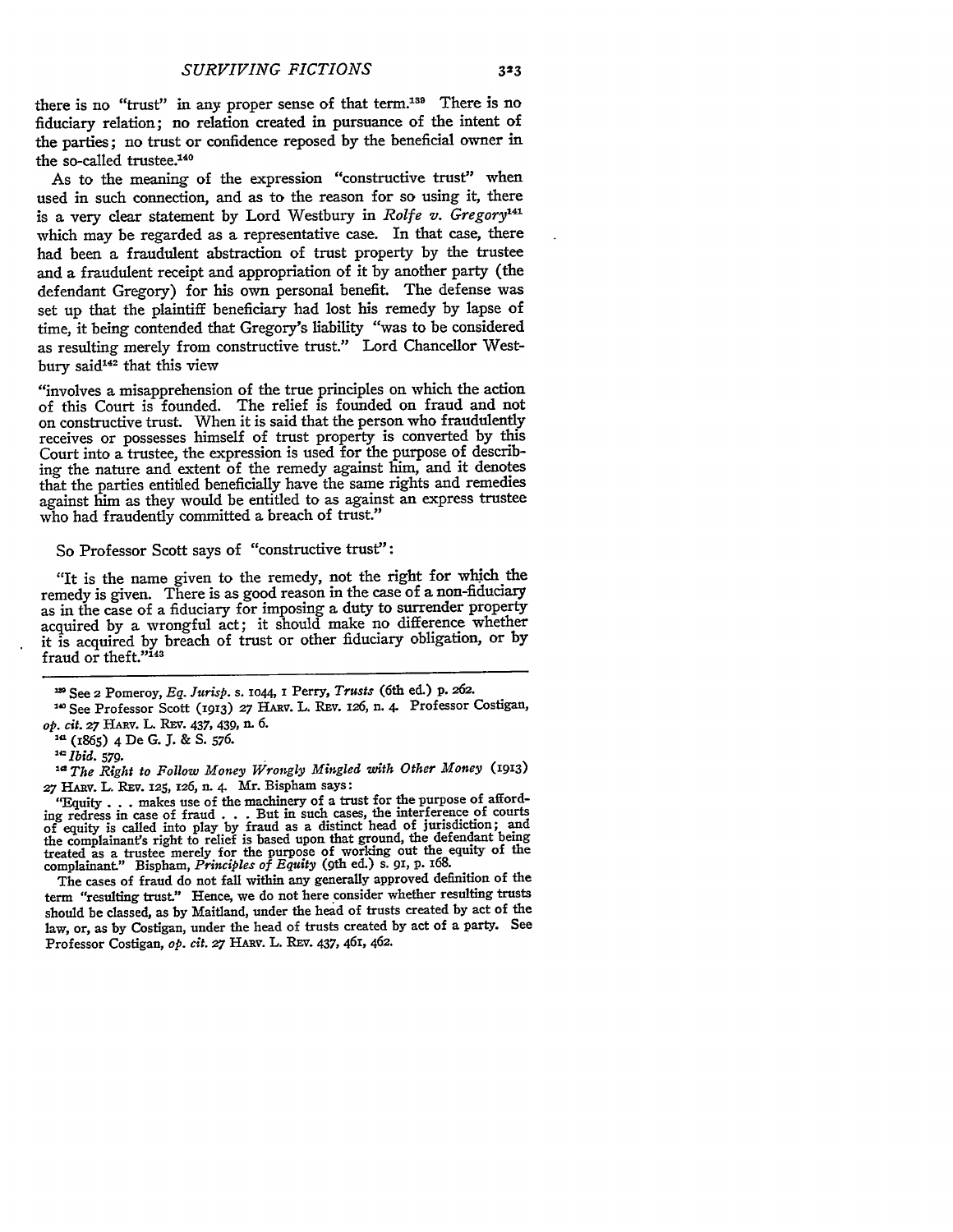there is no "trust" in any proper sense of that term.[139] There is no fiduciary relation; no relation created in pursuance of the intent of the parties; no trust or confidence reposed by the beneficial owner in the so-called trustee.[140]

As to the meaning of the expression "constructive trust" when used in such connection, and as to the reason for so using it, there is a very clear statement by Lord Westbury in *Rolfe v. Gregory*[141] which may be regarded as a representative case. In that case, there had been a fraudulent abstraction of trust property by the trustee and a fraudulent receipt and appropriation of it by another party (the defendant Gregory) for his own personal benefit. The defense was set up that the plaintiff beneficiary had lost his remedy by lapse of time, it being contended that Gregory's liability "was to be considered as resulting merely from constructive trust." Lord Chancellor Westbury said[142] that this view

"involves a misapprehension of the true principles on which the action of this Court is founded. The relief is founded on fraud and not on constructive trust. When it is said that the person who fraudulently receives or possesses himself of trust property is converted by this Court into a trustee, the expression is used for the purpose of describing the nature and extent of the remedy against him, and it denotes that the parties entitled beneficially have the same rights and remedies against him as they would be entitled to as against an express trustee who had fraudently committed a breach of trust."

So Professor Scott says of "constructive trust":

"It is the name given to the remedy, not the right for which the remedy is given. There is as good reason in the case of a non-fiduciary as in the case of a fiduciary for imposing a duty to surrender property acquired by a wrongful act; it should make no difference whether it is acquired by breach of trust or other fiduciary obligation, or by fraud or theft."[143]

---

[139] See 2 Pomeroy, *Eq. Jurisp.* s. 1044, 1 Perry, *Trusts* (6th ed.) p. 262.

[140] See Professor Scott (1913) 27 Harv. L. Rev. 126, n. 4. Professor Costigan, *op. cit.* 27 Harv. L. Rev. 437, 439, n. 6.

[141] (1865) 4 De G. J. & S. 576.

[142] *Ibid.* 579.

[143] *The Right to Follow Money Wrongly Mingled with Other Money* (1913) 27 Harv. L. Rev. 125, 126, n. 4. Mr. Bispham says:

"Equity . . . makes use of the machinery of a trust for the purpose of affording redress in case of fraud . . . But in such cases, the interference of courts of equity is called into play by fraud as a distinct head of jurisdiction; and the complainant's right to relief is based upon that ground, the defendant being treated as a trustee merely for the purpose of working out the equity of the complainant." Bispham, *Principles of Equity* (9th ed.) s. 91, p. 168.

The cases of fraud do not fall within any generally approved definition of the term "resulting trust." Hence, we do not here consider whether resulting trusts should be classed, as by Maitland, under the head of trusts created by act of the law, or, as by Costigan, under the head of trusts created by act of a party. See Professor Costigan, *op. cit.* 27 Harv. L. Rev. 437, 461, 462.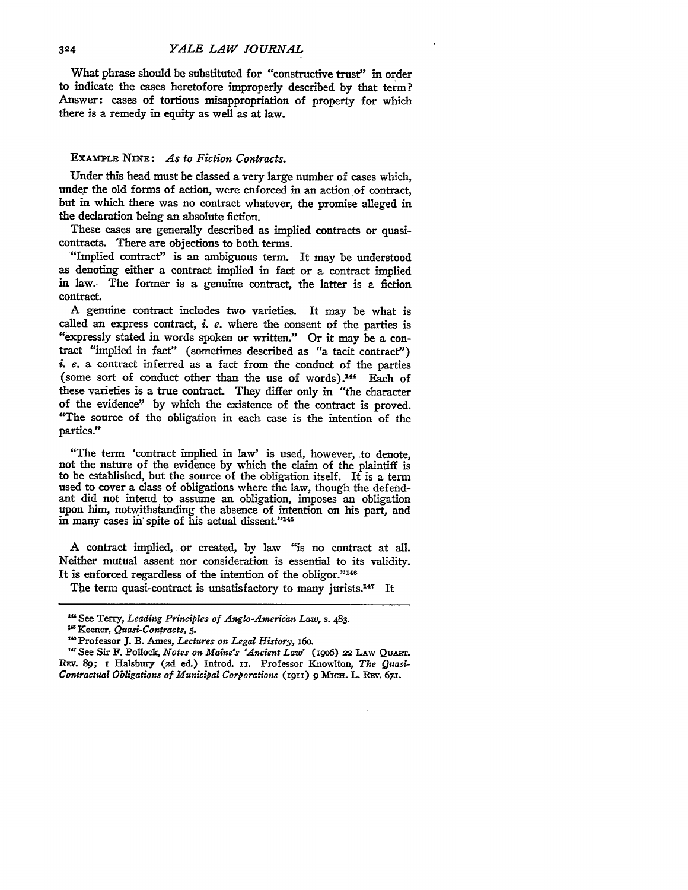What phrase should be substituted for "constructive trust" in order to indicate the cases heretofore improperly described by that term? Answer: cases of tortious misappropriation of property for which there is a remedy in equity as well as at law.

EXAMPLE NINE: *As to Fiction Contracts.*

Under this head must be classed a very large number of cases which, under the old forms of action, were enforced in an action of contract, but in which there was no contract whatever, the promise alleged in the declaration being an absolute fiction.

These cases are generally described as implied contracts or quasi-contracts. There are objections to both terms.

"Implied contract" is an ambiguous term. It may be understood as denoting either a contract implied in fact or a contract implied in law. The former is a genuine contract, the latter is a fiction contract.

A genuine contract includes two varieties. It may be what is called an express contract, *i. e.* where the consent of the parties is "expressly stated in words spoken or written." Or it may be a contract "implied in fact" (sometimes described as "a tacit contract") *i. e.* a contract inferred as a fact from the conduct of the parties (some sort of conduct other than the use of words).[144] Each of these varieties is a true contract. They differ only in "the character of the evidence" by which the existence of the contract is proved. "The source of the obligation in each case is the intention of the parties."

"The term 'contract implied in law' is used, however, to denote, not the nature of the evidence by which the claim of the plaintiff is to be established, but the source of the obligation itself. It is a term used to cover a class of obligations where the law, though the defendant did not intend to assume an obligation, imposes an obligation upon him, notwithstanding the absence of intention on his part, and in many cases in spite of his actual dissent."[145]

A contract implied, or created, by law "is no contract at all. Neither mutual assent nor consideration is essential to its validity. It is enforced regardless of the intention of the obligor."[146]

The term quasi-contract is unsatisfactory to many jurists.[147] It

---

[144] See Terry, *Leading Principles of Anglo-American Law*, s. 483.

[145] Keener, *Quasi-Contracts*, 5.

[146] Professor J. B. Ames, *Lectures on Legal History*, 160.

[147] See Sir F. Pollock, *Notes on Maine's 'Ancient Law'* (1906) 22 LAW QUART. REV. 89; 1 Halsbury (2d ed.) Introd. 11. Professor Knowlton, *The Quasi-Contractual Obligations of Municipal Corporations* (1911) 9 MICH. L. REV. 671.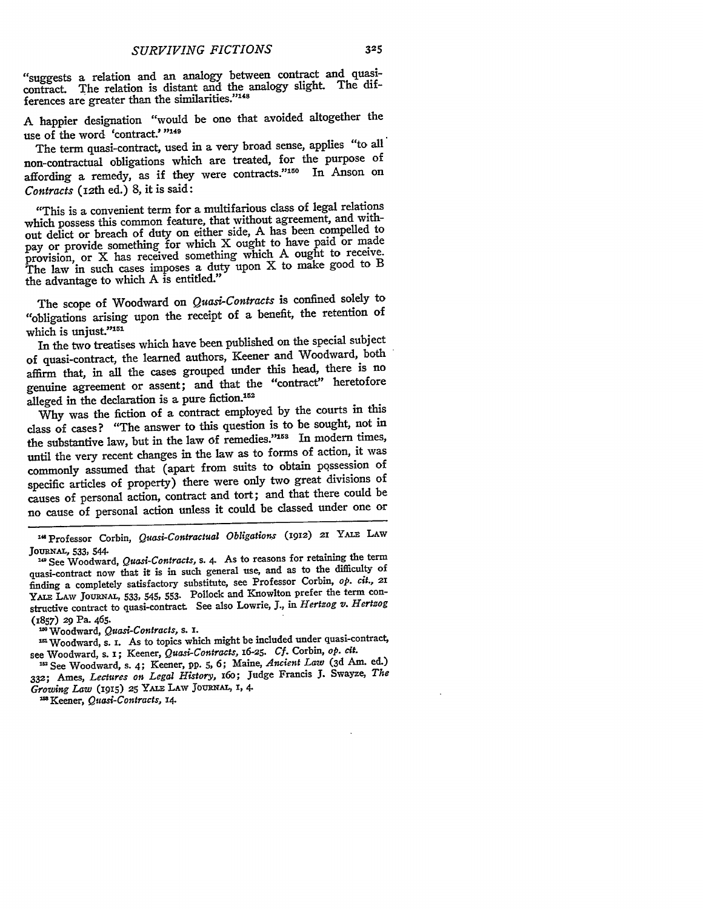"suggests a relation and an analogy between contract and quasi-contract. The relation is distant and the analogy slight. The differences are greater than the similarities."[148]

A happier designation "would be one that avoided altogether the use of the word 'contract.'"[149]

The term quasi-contract, used in a very broad sense, applies "to all non-contractual obligations which are treated, for the purpose of affording a remedy, as if they were contracts."[150] In Anson on *Contracts* (12th ed.) 8, it is said:

"This is a convenient term for a multifarious class of legal relations which possess this common feature, that without agreement, and without delict or breach of duty on either side, A has been compelled to pay or provide something for which X ought to have paid or made provision, or X has received something which A ought to receive. The law in such cases imposes a duty upon X to make good to B the advantage to which A is entitled."

The scope of Woodward on *Quasi-Contracts* is confined solely to "obligations arising upon the receipt of a benefit, the retention of which is unjust."[151]

In the two treatises which have been published on the special subject of quasi-contract, the learned authors, Keener and Woodward, both affirm that, in all the cases grouped under this head, there is no genuine agreement or assent; and that the "contract" heretofore alleged in the declaration is a pure fiction.[152]

Why was the fiction of a contract employed by the courts in this class of cases? "The answer to this question is to be sought, not in the substantive law, but in the law of remedies."[153] In modern times, until the very recent changes in the law as to forms of action, it was commonly assumed that (apart from suits to obtain possession of specific articles of property) there were only two great divisions of causes of personal action, contract and tort; and that there could be no cause of personal action unless it could be classed under one or

---

[148] Professor Corbin, *Quasi-Contractual Obligations* (1912) 21 YALE LAW JOURNAL, 533, 544.

[149] See Woodward, *Quasi-Contracts*, s. 4. As to reasons for retaining the term quasi-contract now that it is in such general use, and as to the difficulty of finding a completely satisfactory substitute, see Professor Corbin, *op. cit.*, 21 YALE LAW JOURNAL, 533, 545, 553. Pollock and Knowlton prefer the term constructive contract to quasi-contract. See also Lowrie, J., in *Hertzog v. Hertzog* (1857) 29 Pa. 465.

[150] Woodward, *Quasi-Contracts*, s. 1.

[151] Woodward, s. 1. As to topics which might be included under quasi-contract, see Woodward, s. 1; Keener, *Quasi-Contracts*, 16-25. *Cf.* Corbin, *op. cit.*

[152] See Woodward, s. 4; Keener, pp. 5, 6; Maine, *Ancient Law* (3d Am. ed.) 332; Ames, *Lectures on Legal History*, 160; Judge Francis J. Swayze, *The Growing Law* (1915) 25 YALE LAW JOURNAL, 1, 4.

[153] Keener, *Quasi-Contracts*, 14.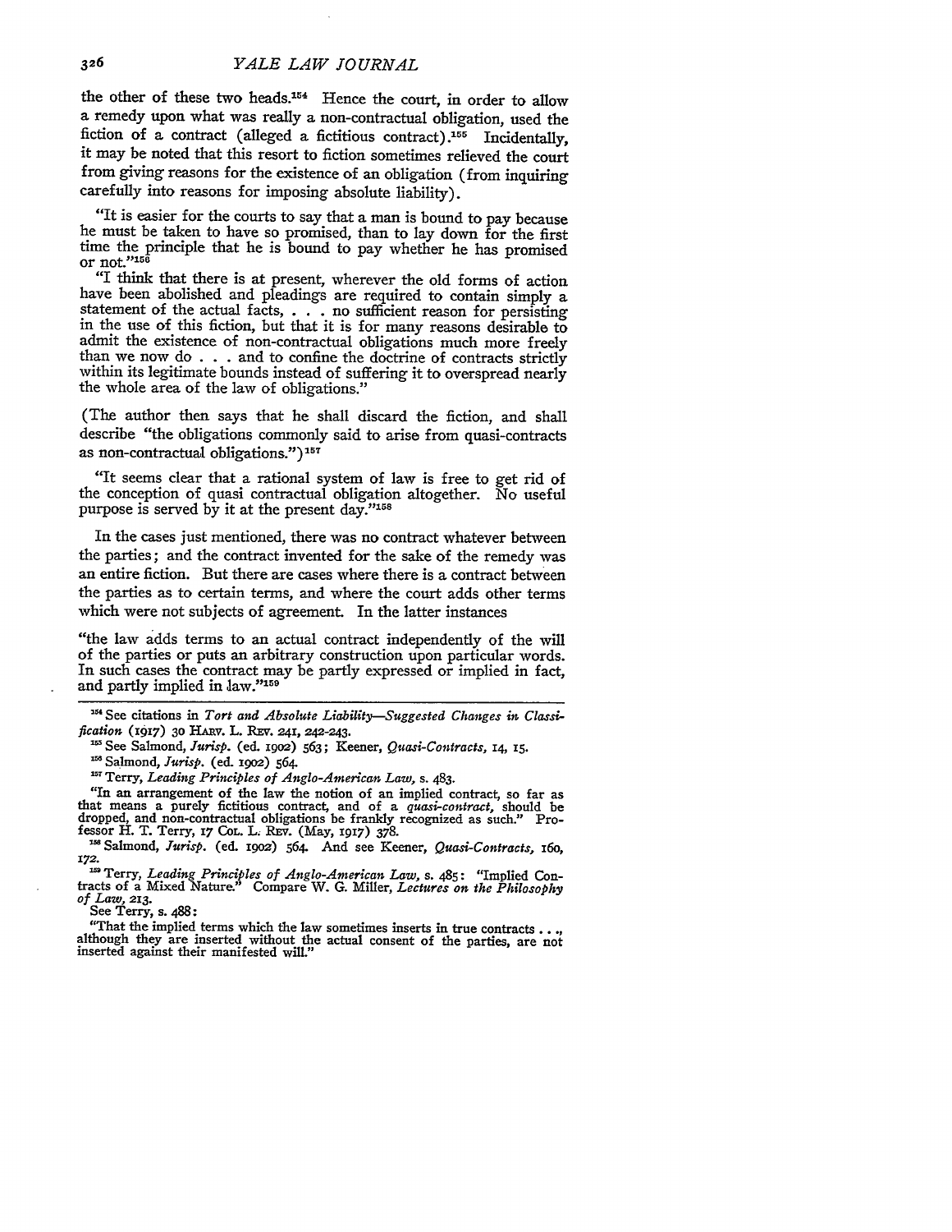the other of these two heads.[154] Hence the court, in order to allow a remedy upon what was really a non-contractual obligation, used the fiction of a contract (alleged a fictitious contract).[155] Incidentally, it may be noted that this resort to fiction sometimes relieved the court from giving reasons for the existence of an obligation (from inquiring carefully into reasons for imposing absolute liability).

> "It is easier for the courts to say that a man is bound to pay because he must be taken to have so promised, than to lay down for the first time the principle that he is bound to pay whether he has promised or not."[156]
>
> "I think that there is at present, wherever the old forms of action have been abolished and pleadings are required to contain simply a statement of the actual facts, . . . no sufficient reason for persisting in the use of this fiction, but that it is for many reasons desirable to admit the existence of non-contractual obligations much more freely than we now do . . . and to confine the doctrine of contracts strictly within its legitimate bounds instead of suffering it to overspread nearly the whole area of the law of obligations."

(The author then says that he shall discard the fiction, and shall describe "the obligations commonly said to arise from quasi-contracts as non-contractual obligations.")[157]

> "It seems clear that a rational system of law is free to get rid of the conception of quasi contractual obligation altogether. No useful purpose is served by it at the present day."[158]

In the cases just mentioned, there was no contract whatever between the parties; and the contract invented for the sake of the remedy was an entire fiction. But there are cases where there is a contract between the parties as to certain terms, and where the court adds other terms which were not subjects of agreement. In the latter instances

> "the law adds terms to an actual contract independently of the will of the parties or puts an arbitrary construction upon particular words. In such cases the contract may be partly expressed or implied in fact, and partly implied in law."[159]

---

[154] See citations in *Tort and Absolute Liability—Suggested Changes in Classification* (1917) 30 Harv. L. Rev. 241, 242-243.

[155] See Salmond, *Jurisp.* (ed. 1902) 563; Keener, *Quasi-Contracts,* 14, 15.

[156] Salmond, *Jurisp.* (ed. 1902) 564.

[157] Terry, *Leading Principles of Anglo-American Law,* s. 483.

"In an arrangement of the law the notion of an implied contract, so far as that means a purely fictitious contract, and of a *quasi-contract,* should be dropped, and non-contractual obligations be frankly recognized as such." Professor H. T. Terry, 17 Col. L. Rev. (May, 1917) 378.

[158] Salmond, *Jurisp.* (ed. 1902) 564. And see Keener, *Quasi-Contracts,* 160, 172.

[159] Terry, *Leading Principles of Anglo-American Law,* s. 485: "Implied Contracts of a Mixed Nature." Compare W. G. Miller, *Lectures on the Philosophy of Law,* 213.

See Terry, s. 488:

"That the implied terms which the law sometimes inserts in true contracts . . ., although they are inserted without the actual consent of the parties, are not inserted against their manifested will."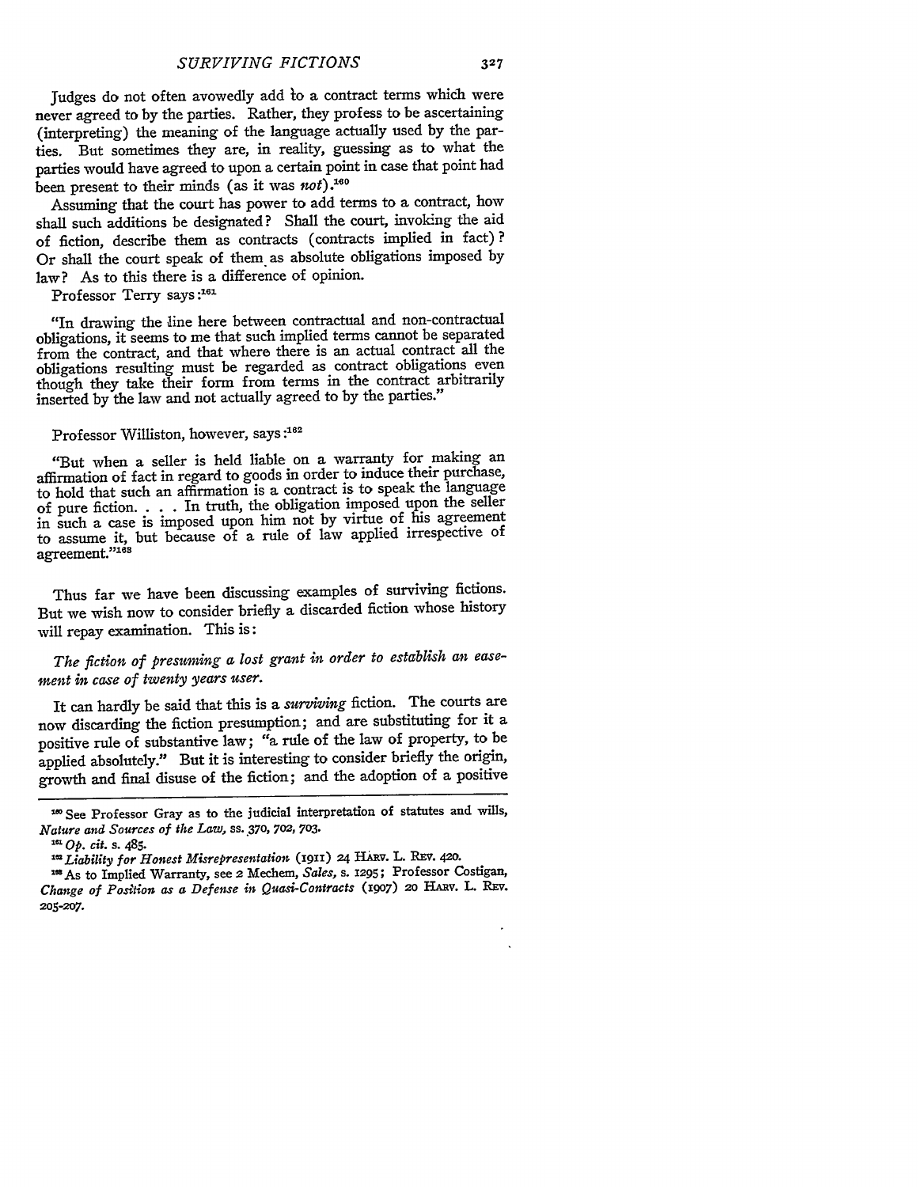Judges do not often avowedly add to a contract terms which were never agreed to by the parties. Rather, they profess to be ascertaining (interpreting) the meaning of the language actually used by the parties. But sometimes they are, in reality, guessing as to what the parties would have agreed to upon a certain point in case that point had been present to their minds (as it was *not*).[160]

Assuming that the court has power to add terms to a contract, how shall such additions be designated? Shall the court, invoking the aid of fiction, describe them as contracts (contracts implied in fact)? Or shall the court speak of them as absolute obligations imposed by law? As to this there is a difference of opinion.

Professor Terry says:[161]

> "In drawing the line here between contractual and non-contractual obligations, it seems to me that such implied terms cannot be separated from the contract, and that where there is an actual contract all the obligations resulting must be regarded as contract obligations even though they take their form from terms in the contract arbitrarily inserted by the law and not actually agreed to by the parties."

Professor Williston, however, says:[162]

> "But when a seller is held liable on a warranty for making an affirmation of fact in regard to goods in order to induce their purchase, to hold that such an affirmation is a contract is to speak the language of pure fiction. . . . In truth, the obligation imposed upon the seller in such a case is imposed upon him not by virtue of his agreement to assume it, but because of a rule of law applied irrespective of agreement."[163]

Thus far we have been discussing examples of surviving fictions. But we wish now to consider briefly a discarded fiction whose history will repay examination. This is:

*The fiction of presuming a lost grant in order to establish an easement in case of twenty years user.*

It can hardly be said that this is a *surviving* fiction. The courts are now discarding the fiction presumption; and are substituting for it a positive rule of substantive law; "a rule of the law of property, to be applied absolutely." But it is interesting to consider briefly the origin, growth and final disuse of the fiction; and the adoption of a positive

---

[160] See Professor Gray as to the judicial interpretation of statutes and wills, *Nature and Sources of the Law*, ss. 370, 702, 703.

[161] *Op. cit.* s. 485.

[162] *Liability for Honest Misrepresentation* (1911) 24 HARV. L. REV. 420.

[163] As to Implied Warranty, see 2 Mechem, *Sales*, s. 1295; Professor Costigan, *Change of Position as a Defense in Quasi-Contracts* (1907) 20 HARV. L. REV. 205-207.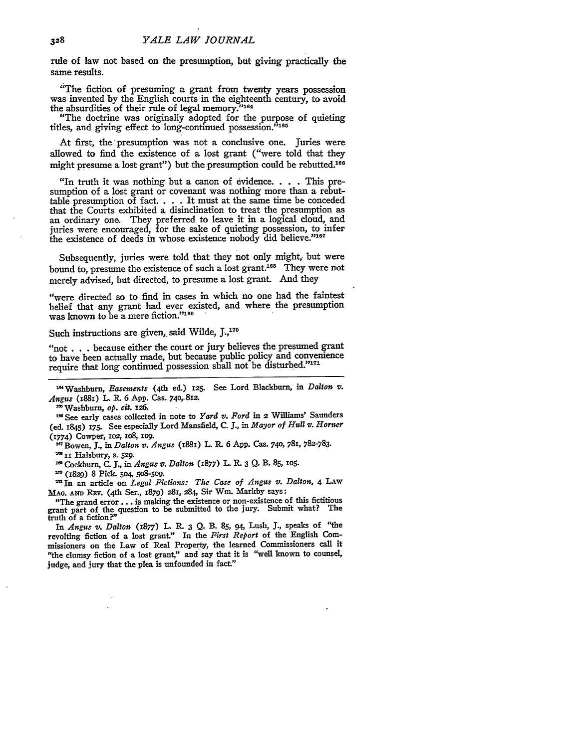rule of law not based on the presumption, but giving practically the same results.

> "The fiction of presuming a grant from twenty years possession was invented by the English courts in the eighteenth century, to avoid the absurdities of their rule of legal memory."[164]
>
> "The doctrine was originally adopted for the purpose of quieting titles, and giving effect to long-continued possession."[165]

At first, the presumption was not a conclusive one. Juries were allowed to find the existence of a lost grant ("were told that they might presume a lost grant") but the presumption could be rebutted.[166]

> "In truth it was nothing but a canon of evidence. . . . This presumption of a lost grant or covenant was nothing more than a rebuttable presumption of fact. . . . It must at the same time be conceded that the Courts exhibited a disinclination to treat the presumption as an ordinary one. They preferred to leave it in a logical cloud, and juries were encouraged, for the sake of quieting possession, to infer the existence of deeds in whose existence nobody did believe."[167]

Subsequently, juries were told that they not only might, but were bound to, presume the existence of such a lost grant.[168] They were not merely advised, but directed, to presume a lost grant. And they

> "were directed so to find in cases in which no one had the faintest belief that any grant had ever existed, and where the presumption was known to be a mere fiction."[169]

Such instructions are given, said Wilde, J.,[170]

> "not . . . because either the court or jury believes the presumed grant to have been actually made, but because public policy and convenience require that long continued possession shall not be disturbed."[171]

---

[164] Washburn, *Easements* (4th ed.) 125. See Lord Blackburn, in *Dalton v. Angus* (1881) L. R. 6 App. Cas. 740, 812.

[165] Washburn, *op. cit.* 126.

[166] See early cases collected in note to *Yard v. Ford* in 2 Williams' Saunders (ed. 1845) 175. See especially Lord Mansfield, C. J., in *Mayor of Hull v. Horner* (1774) Cowper, 102, 108, 109.

[167] Bowen, J., in *Dalton v. Angus* (1881) L. R. 6 App. Cas. 740, 781, 782-783.

[168] 11 Halsbury, s. 529.

[169] Cockburn, C. J., in *Angus v. Dalton* (1877) L. R. 3 Q. B. 85, 105.

[170] (1829) 8 Pick. 504, 508-509.

[171] In an article on *Legal Fictions: The Case of Angus v. Dalton*, 4 LAW MAG. AND REV. (4th Ser., 1879) 281, 284, Sir Wm. Markby says:

"The grand error . . . is making the existence or non-existence of this fictitious grant part of the question to be submitted to the jury. Submit what? The truth of a fiction?"

In *Angus v. Dalton* (1877) L. R. 3 Q. B. 85, 94, Lush, J., speaks of "the revolting fiction of a lost grant." In the *First Report* of the English Commissioners on the Law of Real Property, the learned Commissioners call it "the clumsy fiction of a lost grant," and say that it is "well known to counsel, judge, and jury that the plea is unfounded in fact."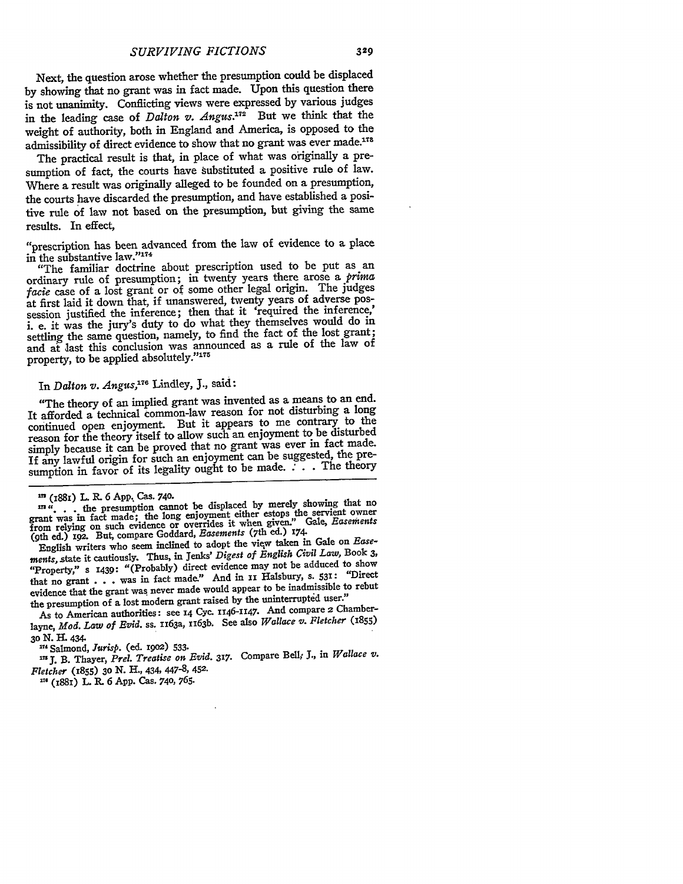Next, the question arose whether the presumption could be displaced by showing that no grant was in fact made. Upon this question there is not unanimity. Conflicting views were expressed by various judges in the leading case of *Dalton v. Angus*.[172] But we think that the weight of authority, both in England and America, is opposed to the admissibility of direct evidence to show that no grant was ever made.[173]

The practical result is that, in place of what was originally a presumption of fact, the courts have substituted a positive rule of law. Where a result was originally alleged to be founded on a presumption, the courts have discarded the presumption, and have established a positive rule of law not based on the presumption, but giving the same results. In effect,

"prescription has been advanced from the law of evidence to a place in the substantive law."[174]

"The familiar doctrine about prescription used to be put as an ordinary rule of presumption; in twenty years there arose a *prima facie* case of a lost grant or of some other legal origin. The judges at first laid it down that, if unanswered, twenty years of adverse possession justified the inference; then that it 'required the inference,' i. e. it was the jury's duty to do what they themselves would do in settling the same question, namely, to find the fact of the lost grant; and at last this conclusion was announced as a rule of the law of property, to be applied absolutely."[175]

In *Dalton v. Angus*,[176] Lindley, J., said:

"The theory of an implied grant was invented as a means to an end. It afforded a technical common-law reason for not disturbing a long continued open enjoyment. But it appears to me contrary to the reason for the theory itself to allow such an enjoyment to be disturbed simply because it can be proved that no grant was ever in fact made. If any lawful origin for such an enjoyment can be suggested, the presumption in favor of its legality ought to be made. . . . The theory

---

[172] (1881) L. R. 6 App. Cas. 740.

[173] ". . . the presumption cannot be displaced by merely showing that no grant was in fact made; the long enjoyment either estops the servient owner from relying on such evidence or overrides it when given." Gale, *Easements* (9th ed.) 192. But, compare Goddard, *Easements* (7th ed.) 174.

English writers who seem inclined to adopt the view taken in Gale on *Easements*, state it cautiously. Thus, in Jenks' *Digest of English Civil Law*, Book 3, "Property," s 1439: "(Probably) direct evidence may not be adduced to show that no grant . . . was in fact made." And in 11 Halsbury, s. 531: "Direct evidence that the grant was never made would appear to be inadmissible to rebut the presumption of a lost modern grant raised by the uninterrupted user."

As to American authorities: see 14 Cyc. 1146-1147. And compare 2 Chamberlayne, *Mod. Law of Evid.* ss. 1163a, 1163b. See also *Wallace v. Fletcher* (1855) 30 N. H. 434.

[174] Salmond, *Jurisp.* (ed. 1902) 533.

[175] J. B. Thayer, *Prel. Treatise on Evid.* 317. Compare Bell, J., in *Wallace v. Fletcher* (1855) 30 N. H., 434, 447-8, 452.

[176] (1881) L. R. 6 App. Cas. 740, 765.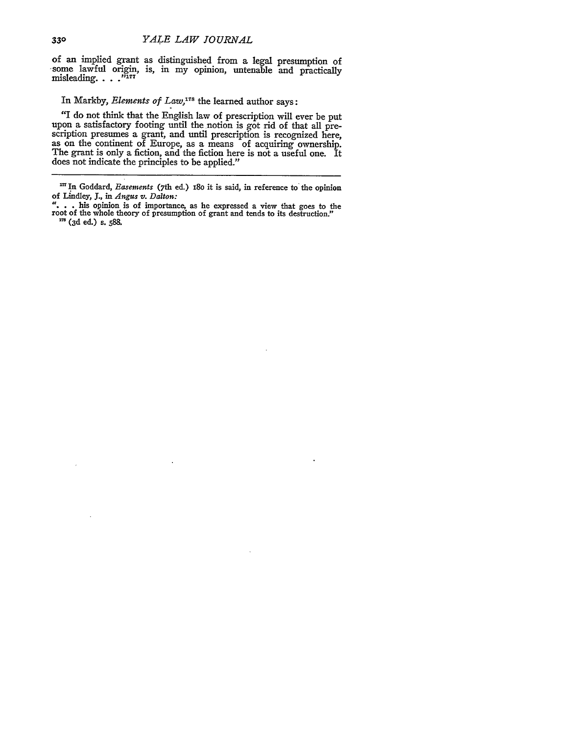of an implied grant as distinguished from a legal presumption of some lawful origin, is, in my opinion, untenable and practically misleading. . . ."[177]

In Markby, *Elements of Law*,[178] the learned author says:

> "I do not think that the English law of prescription will ever be put upon a satisfactory footing until the notion is got rid of that all prescription presumes a grant, and until prescription is recognized here, as on the continent of Europe, as a means of acquiring ownership. The grant is only a fiction, and the fiction here is not a useful one. It does not indicate the principles to be applied."

---

[177] In Goddard, *Easements* (7th ed.) 180 it is said, in reference to the opinion of Lindley, J., in *Angus v. Dalton*:

". . . his opinion is of importance, as he expressed a view that goes to the root of the whole theory of presumption of grant and tends to its destruction."

[178] (3d ed.) s. 588.